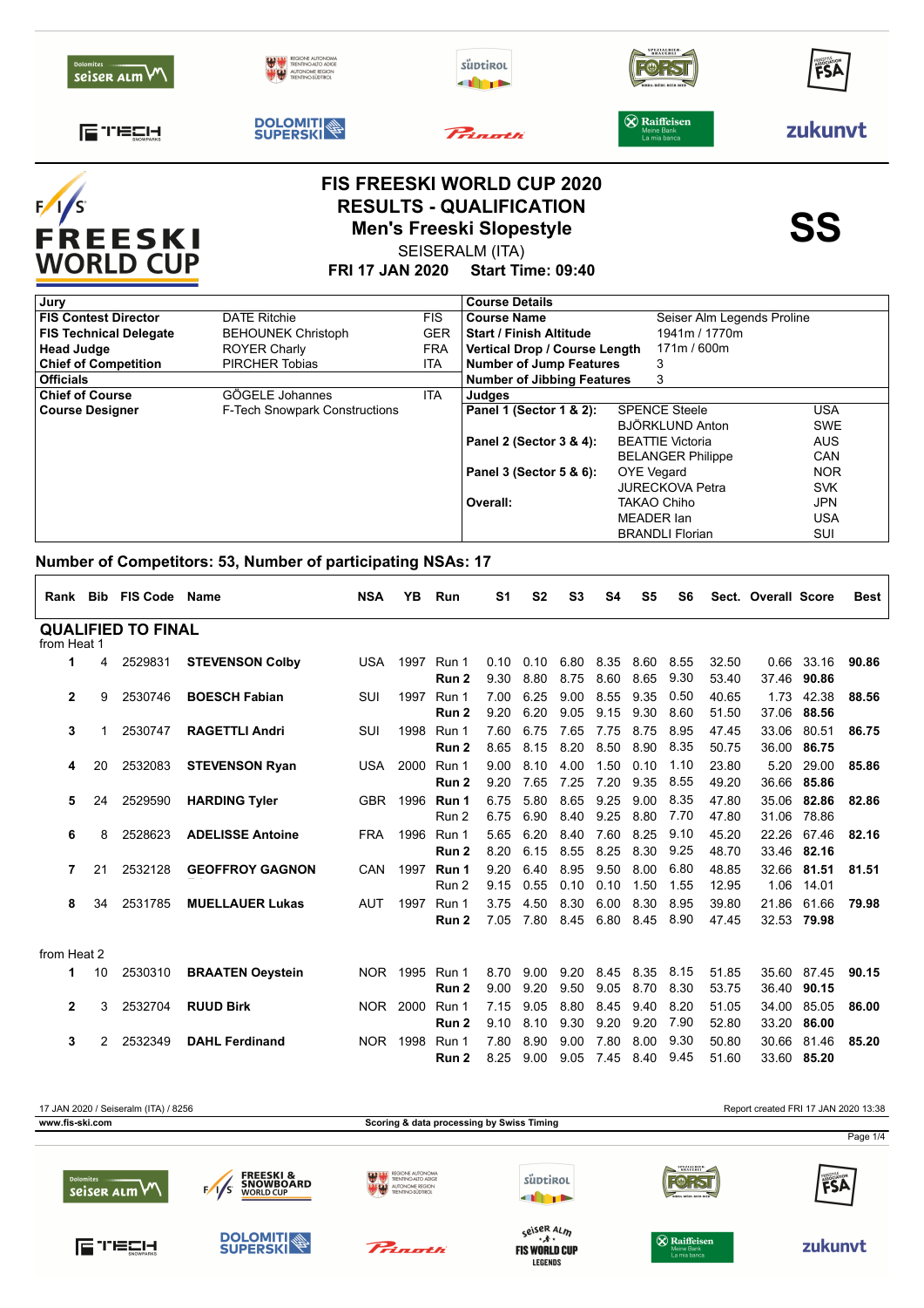# FIS FREESKI WORLD CUP 2020

## RESULTS - QUALIFICATION

### Men's Freeski Slopestyle

SEISERALM (ITA)

**FRI 17 JAN 2020 Start Time: 09:40**

**SS**

| Jury | | |
|---|---|---|
| **FIS Contest Director** | DATE Ritchie | FIS |
| **FIS Technical Delegate** | BEHOUNEK Christoph | GER |
| **Head Judge** | ROYER Charly | FRA |
| **Chief of Competition** | PIRCHER Tobias | ITA |
| **Officials** | | |
| **Chief of Course** | GÖGELE Johannes | ITA |
| **Course Designer** | F-Tech Snowpark Constructions | |

| Course Details | |
|---|---|
| **Course Name** | Seiser Alm Legends Proline |
| **Start / Finish Altitude** | 1941m / 1770m |
| **Vertical Drop / Course Length** | 171m / 600m |
| **Number of Jump Features** | 3 |
| **Number of Jibbing Features** | 3 |

| Judges | | |
|---|---|---|
| **Panel 1 (Sector 1 & 2):** | SPENCE Steele | USA |
| | BJÖRKLUND Anton | SWE |
| **Panel 2 (Sector 3 & 4):** | BEATTIE Victoria | AUS |
| | BELANGER Philippe | CAN |
| **Panel 3 (Sector 5 & 6):** | OYE Vegard | NOR |
| | JURECKOVA Petra | SVK |
| **Overall:** | TAKAO Chiho | JPN |
| | MEADER Ian | USA |
| | BRANDLI Florian | SUI |

**Number of Competitors: 53, Number of participating NSAs: 17**

| Rank | Bib | FIS Code | Name | NSA | YB | Run | S1 | S2 | S3 | S4 | S5 | S6 | Sect. | Overall | Score | Best |
|---|---|---|---|---|---|---|---|---|---|---|---|---|---|---|---|---|
| **QUALIFIED TO FINAL** | | | | | | | | | | | | | | | | |
| from Heat 1 | | | | | | | | | | | | | | | | |
| 1 | 4 | 2529831 | **STEVENSON Colby** | USA | 1997 | Run 1 | 0.10 | 0.10 | 6.80 | 8.35 | 8.60 | 8.55 | 32.50 | 0.66 | 33.16 | **90.86** |
| | | | | | | **Run 2** | 9.30 | 8.80 | 8.75 | 8.60 | 8.65 | 9.30 | 53.40 | 37.46 | **90.86** | |
| 2 | 9 | 2530746 | **BOESCH Fabian** | SUI | 1997 | Run 1 | 7.00 | 6.25 | 9.00 | 8.55 | 9.35 | 0.50 | 40.65 | 1.73 | 42.38 | **88.56** |
| | | | | | | **Run 2** | 9.20 | 6.20 | 9.05 | 9.15 | 9.30 | 8.60 | 51.50 | 37.06 | **88.56** | |
| 3 | 1 | 2530747 | **RAGETTLI Andri** | SUI | 1998 | Run 1 | 7.60 | 6.75 | 7.65 | 7.75 | 8.75 | 8.95 | 47.45 | 33.06 | 80.51 | **86.75** |
| | | | | | | **Run 2** | 8.65 | 8.15 | 8.20 | 8.50 | 8.90 | 8.35 | 50.75 | 36.00 | **86.75** | |
| 4 | 20 | 2532083 | **STEVENSON Ryan** | USA | 2000 | Run 1 | 9.00 | 8.10 | 4.00 | 1.50 | 0.10 | 1.10 | 23.80 | 5.20 | 29.00 | **85.86** |
| | | | | | | **Run 2** | 9.20 | 7.65 | 7.25 | 7.20 | 9.35 | 8.55 | 49.20 | 36.66 | **85.86** | |
| 5 | 24 | 2529590 | **HARDING Tyler** | GBR | 1996 | **Run 1** | 6.75 | 5.80 | 8.65 | 9.25 | 9.00 | 8.35 | 47.80 | 35.06 | **82.86** | **82.86** |
| | | | | | | Run 2 | 6.75 | 6.90 | 8.40 | 9.25 | 8.80 | 7.70 | 47.80 | 31.06 | 78.86 | |
| 6 | 8 | 2528623 | **ADELISSE Antoine** | FRA | 1996 | Run 1 | 5.65 | 6.20 | 8.40 | 7.60 | 8.25 | 9.10 | 45.20 | 22.26 | 67.46 | **82.16** |
| | | | | | | **Run 2** | 8.20 | 6.15 | 8.55 | 8.25 | 8.30 | 9.25 | 48.70 | 33.46 | **82.16** | |
| 7 | 21 | 2532128 | **GEOFFROY GAGNON** | CAN | 1997 | **Run 1** | 9.20 | 6.40 | 8.95 | 9.50 | 8.00 | 6.80 | 48.85 | 32.66 | **81.51** | **81.51** |
| | | | | | | Run 2 | 9.15 | 0.55 | 0.10 | 0.10 | 1.50 | 1.55 | 12.95 | 1.06 | 14.01 | |
| 8 | 34 | 2531785 | **MUELLAUER Lukas** | AUT | 1997 | Run 1 | 3.75 | 4.50 | 8.30 | 6.00 | 8.30 | 8.95 | 39.80 | 21.86 | 61.66 | **79.98** |
| | | | | | | **Run 2** | 7.05 | 7.80 | 8.45 | 6.80 | 8.45 | 8.90 | 47.45 | 32.53 | **79.98** | |
| from Heat 2 | | | | | | | | | | | | | | | | |
| 1 | 10 | 2530310 | **BRAATEN Oeystein** | NOR | 1995 | Run 1 | 8.70 | 9.00 | 9.20 | 8.45 | 8.35 | 8.15 | 51.85 | 35.60 | 87.45 | **90.15** |
| | | | | | | **Run 2** | 9.00 | 9.20 | 9.50 | 9.05 | 8.70 | 8.30 | 53.75 | 36.40 | **90.15** | |
| 2 | 3 | 2532704 | **RUUD Birk** | NOR | 2000 | Run 1 | 7.15 | 9.05 | 8.80 | 8.45 | 9.40 | 8.20 | 51.05 | 34.00 | 85.05 | **86.00** |
| | | | | | | **Run 2** | 9.10 | 8.10 | 9.30 | 9.20 | 9.20 | 7.90 | 52.80 | 33.20 | **86.00** | |
| 3 | 2 | 2532349 | **DAHL Ferdinand** | NOR | 1998 | Run 1 | 7.80 | 8.90 | 9.00 | 7.80 | 8.00 | 9.30 | 50.80 | 30.66 | 81.46 | **85.20** |
| | | | | | | **Run 2** | 8.25 | 9.00 | 9.05 | 7.45 | 8.40 | 9.45 | 51.60 | 33.60 | **85.20** | |

17 JAN 2020 / Seiseralm (ITA) / 8256

Report created FRI 17 JAN 2020 13:38

www.fis-ski.com

Scoring & data processing by Swiss Timing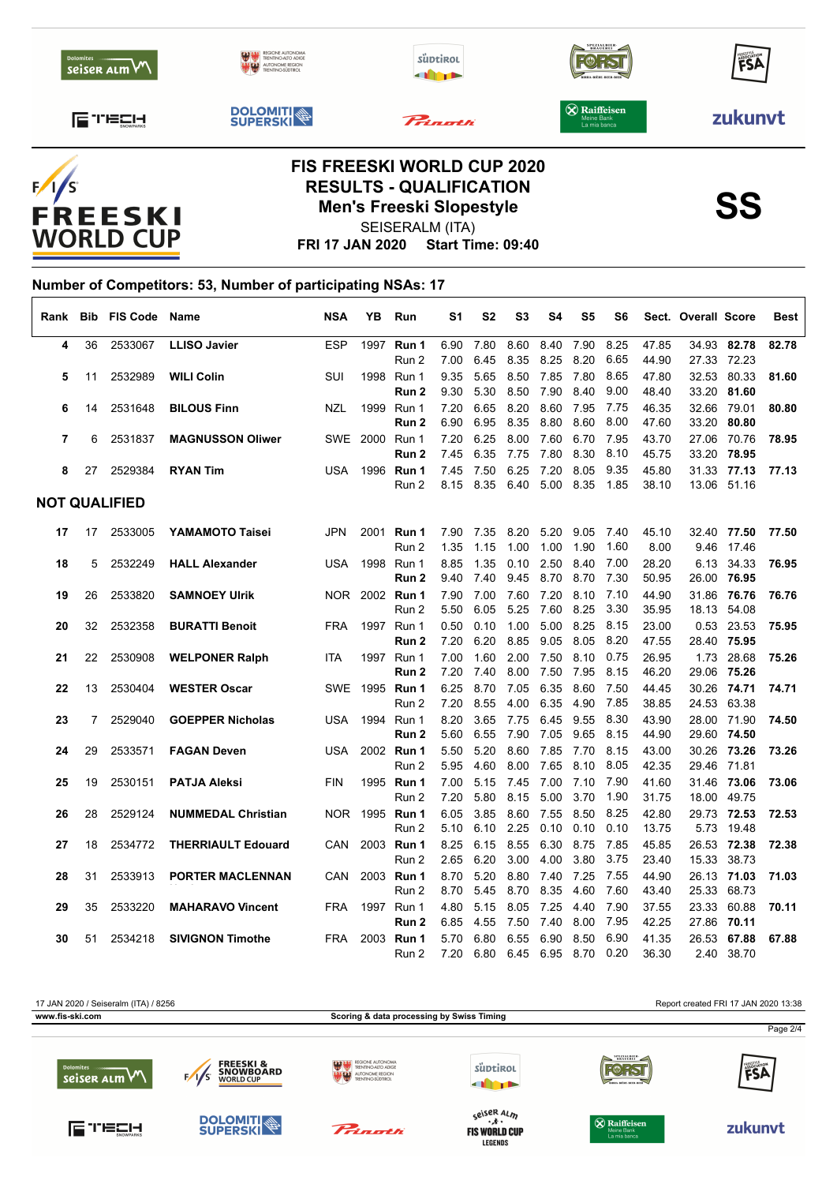# FIS FREESKI WORLD CUP 2020
## RESULTS - QUALIFICATION
## Men's Freeski Slopestyle

SEISERALM (ITA)

**FRI 17 JAN 2020 Start Time: 09:40**

**SS**

**Number of Competitors: 53, Number of participating NSAs: 17**

| Rank | Bib | FIS Code | Name | NSA | YB | Run | S1 | S2 | S3 | S4 | S5 | S6 | Sect. | Overall | Score | Best |
|---|---|---|---|---|---|---|---|---|---|---|---|---|---|---|---|---|
| 4 | 36 | 2533067 | **LLISO Javier** | ESP | 1997 | **Run 1** | 6.90 | 7.80 | 8.60 | 8.40 | 7.90 | 8.25 | 47.85 | 34.93 | **82.78** | **82.78** |
| | | | | | | Run 2 | 7.00 | 6.45 | 8.35 | 8.25 | 8.20 | 6.65 | 44.90 | 27.33 | 72.23 | |
| 5 | 11 | 2532989 | **WILI Colin** | SUI | 1998 | Run 1 | 9.35 | 5.65 | 8.50 | 7.85 | 7.80 | 8.65 | 47.80 | 32.53 | 80.33 | **81.60** |
| | | | | | | **Run 2** | 9.30 | 5.30 | 8.50 | 7.90 | 8.40 | 9.00 | 48.40 | 33.20 | **81.60** | |
| 6 | 14 | 2531648 | **BILOUS Finn** | NZL | 1999 | Run 1 | 7.20 | 6.65 | 8.20 | 8.60 | 7.95 | 7.75 | 46.35 | 32.66 | 79.01 | **80.80** |
| | | | | | | **Run 2** | 6.90 | 6.95 | 8.35 | 8.80 | 8.60 | 8.00 | 47.60 | 33.20 | **80.80** | |
| 7 | 6 | 2531837 | **MAGNUSSON Oliwer** | SWE | 2000 | Run 1 | 7.20 | 6.25 | 8.00 | 7.60 | 6.70 | 7.95 | 43.70 | 27.06 | 70.76 | **78.95** |
| | | | | | | **Run 2** | 7.45 | 6.35 | 7.75 | 7.80 | 8.30 | 8.10 | 45.75 | 33.20 | **78.95** | |
| 8 | 27 | 2529384 | **RYAN Tim** | USA | 1996 | **Run 1** | 7.45 | 7.50 | 6.25 | 7.20 | 8.05 | 9.35 | 45.80 | 31.33 | **77.13** | **77.13** |
| | | | | | | Run 2 | 8.15 | 8.35 | 6.40 | 5.00 | 8.35 | 1.85 | 38.10 | 13.06 | 51.16 | |

## NOT QUALIFIED

| Rank | Bib | FIS Code | Name | NSA | YB | Run | S1 | S2 | S3 | S4 | S5 | S6 | Sect. | Overall | Score | Best |
|---|---|---|---|---|---|---|---|---|---|---|---|---|---|---|---|---|
| 17 | 17 | 2533005 | **YAMAMOTO Taisei** | JPN | 2001 | **Run 1** | 7.90 | 7.35 | 8.20 | 5.20 | 9.05 | 7.40 | 45.10 | 32.40 | **77.50** | **77.50** |
| | | | | | | Run 2 | 1.35 | 1.15 | 1.00 | 1.00 | 1.90 | 1.60 | 8.00 | 9.46 | 17.46 | |
| 18 | 5 | 2532249 | **HALL Alexander** | USA | 1998 | Run 1 | 8.85 | 1.35 | 0.10 | 2.50 | 8.40 | 7.00 | 28.20 | 6.13 | 34.33 | **76.95** |
| | | | | | | **Run 2** | 9.40 | 7.40 | 9.45 | 8.70 | 8.70 | 7.30 | 50.95 | 26.00 | **76.95** | |
| 19 | 26 | 2533820 | **SAMNOEY Ulrik** | NOR | 2002 | **Run 1** | 7.90 | 7.00 | 7.60 | 7.20 | 8.10 | 7.10 | 44.90 | 31.86 | **76.76** | **76.76** |
| | | | | | | Run 2 | 5.50 | 6.05 | 5.25 | 7.60 | 8.25 | 3.30 | 35.95 | 18.13 | 54.08 | |
| 20 | 32 | 2532358 | **BURATTI Benoit** | FRA | 1997 | Run 1 | 0.50 | 0.10 | 1.00 | 5.00 | 8.25 | 8.15 | 23.00 | 0.53 | 23.53 | **75.95** |
| | | | | | | **Run 2** | 7.20 | 6.20 | 8.85 | 9.05 | 8.05 | 8.20 | 47.55 | 28.40 | **75.95** | |
| 21 | 22 | 2530908 | **WELPONER Ralph** | ITA | 1997 | Run 1 | 7.00 | 1.60 | 2.00 | 7.50 | 8.10 | 0.75 | 26.95 | 1.73 | 28.68 | **75.26** |
| | | | | | | **Run 2** | 7.20 | 7.40 | 8.00 | 7.50 | 7.95 | 8.15 | 46.20 | 29.06 | **75.26** | |
| 22 | 13 | 2530404 | **WESTER Oscar** | SWE | 1995 | **Run 1** | 6.25 | 8.70 | 7.05 | 6.35 | 8.60 | 7.50 | 44.45 | 30.26 | **74.71** | **74.71** |
| | | | | | | Run 2 | 7.20 | 8.55 | 4.00 | 6.35 | 4.90 | 7.85 | 38.85 | 24.53 | 63.38 | |
| 23 | 7 | 2529040 | **GOEPPER Nicholas** | USA | 1994 | Run 1 | 8.20 | 3.65 | 7.75 | 6.45 | 9.55 | 8.30 | 43.90 | 28.00 | 71.90 | **74.50** |
| | | | | | | **Run 2** | 5.60 | 6.55 | 7.90 | 7.05 | 9.65 | 8.15 | 44.90 | 29.60 | **74.50** | |
| 24 | 29 | 2533571 | **FAGAN Deven** | USA | 2002 | **Run 1** | 5.50 | 5.20 | 8.60 | 7.85 | 7.70 | 8.15 | 43.00 | 30.26 | **73.26** | **73.26** |
| | | | | | | Run 2 | 5.95 | 4.60 | 8.00 | 7.65 | 8.10 | 8.05 | 42.35 | 29.46 | 71.81 | |
| 25 | 19 | 2530151 | **PATJA Aleksi** | FIN | 1995 | **Run 1** | 7.00 | 5.15 | 7.45 | 7.00 | 7.10 | 7.90 | 41.60 | 31.46 | **73.06** | **73.06** |
| | | | | | | Run 2 | 7.20 | 5.80 | 8.15 | 5.00 | 3.70 | 1.90 | 31.75 | 18.00 | 49.75 | |
| 26 | 28 | 2529124 | **NUMMEDAL Christian** | NOR | 1995 | **Run 1** | 6.05 | 3.85 | 8.60 | 7.55 | 8.50 | 8.25 | 42.80 | 29.73 | **72.53** | **72.53** |
| | | | | | | Run 2 | 5.10 | 6.10 | 2.25 | 0.10 | 0.10 | 0.10 | 13.75 | 5.73 | 19.48 | |
| 27 | 18 | 2534772 | **THERRIAULT Edouard** | CAN | 2003 | **Run 1** | 8.25 | 6.15 | 8.55 | 6.30 | 8.75 | 7.85 | 45.85 | 26.53 | **72.38** | **72.38** |
| | | | | | | Run 2 | 2.65 | 6.20 | 3.00 | 4.00 | 3.80 | 3.75 | 23.40 | 15.33 | 38.73 | |
| 28 | 31 | 2533913 | **PORTER MACLENNAN** | CAN | 2003 | **Run 1** | 8.70 | 5.20 | 8.80 | 7.40 | 7.25 | 7.55 | 44.90 | 26.13 | **71.03** | **71.03** |
| | | | | | | Run 2 | 8.70 | 5.45 | 8.70 | 8.35 | 4.60 | 7.60 | 43.40 | 25.33 | 68.73 | |
| 29 | 35 | 2533220 | **MAHARAVO Vincent** | FRA | 1997 | Run 1 | 4.80 | 5.15 | 8.05 | 7.25 | 4.40 | 7.90 | 37.55 | 23.33 | 60.88 | **70.11** |
| | | | | | | **Run 2** | 6.85 | 4.55 | 7.50 | 7.40 | 8.00 | 7.95 | 42.25 | 27.86 | **70.11** | |
| 30 | 51 | 2534218 | **SIVIGNON Timothe** | FRA | 2003 | **Run 1** | 5.70 | 6.80 | 6.55 | 6.90 | 8.50 | 6.90 | 41.35 | 26.53 | **67.88** | **67.88** |
| | | | | | | Run 2 | 7.20 | 6.80 | 6.45 | 6.95 | 8.70 | 0.20 | 36.30 | 2.40 | 38.70 | |

17 JAN 2020 / Seiseralm (ITA) / 8256

Report created FRI 17 JAN 2020 13:38

www.fis-ski.com

Scoring & data processing by Swiss Timing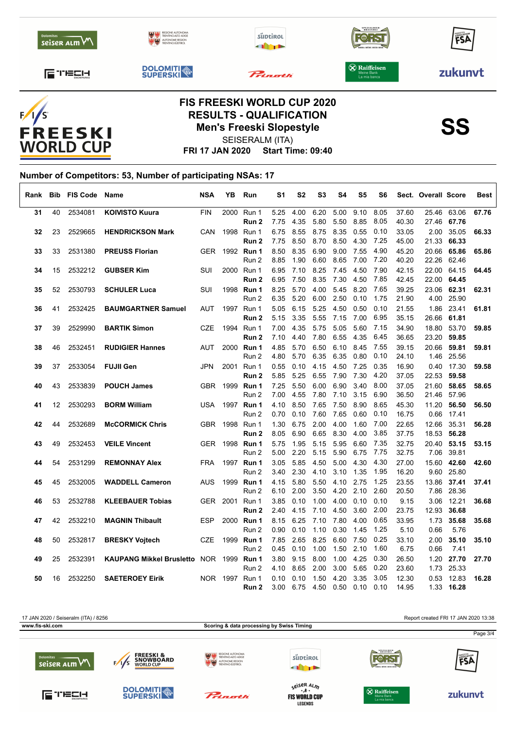# FIS FREESKI WORLD CUP 2020
## RESULTS - QUALIFICATION
### Men's Freeski Slopestyle

SEISERALM (ITA)

**FRI 17 JAN 2020 Start Time: 09:40**

**SS**

**Number of Competitors: 53, Number of participating NSAs: 17**

| Rank | Bib | FIS Code | Name | NSA | YB | Run | S1 | S2 | S3 | S4 | S5 | S6 | Sect. | Overall | Score | Best |
|---|---|---|---|---|---|---|---|---|---|---|---|---|---|---|---|---|
| 31 | 40 | 2534081 | KOIVISTO Kuura | FIN | 2000 | Run 1 | 5.25 | 4.00 | 6.20 | 5.00 | 9.10 | 8.05 | 37.60 | 25.46 | 63.06 | 67.76 |
| | | | | | | **Run 2** | 7.75 | 4.35 | 5.80 | 5.50 | 8.85 | 8.05 | 40.30 | 27.46 | **67.76** | |
| 32 | 23 | 2529665 | HENDRICKSON Mark | CAN | 1998 | Run 1 | 6.75 | 8.55 | 8.75 | 8.35 | 0.55 | 0.10 | 33.05 | 2.00 | 35.05 | 66.33 |
| | | | | | | **Run 2** | 7.75 | 8.50 | 8.70 | 8.50 | 4.30 | 7.25 | 45.00 | 21.33 | **66.33** | |
| 33 | 33 | 2531380 | PREUSS Florian | GER | 1992 | **Run 1** | 8.50 | 8.35 | 6.90 | 9.00 | 7.55 | 4.90 | 45.20 | 20.66 | **65.86** | 65.86 |
| | | | | | | Run 2 | 8.85 | 1.90 | 6.60 | 8.65 | 7.00 | 7.20 | 40.20 | 22.26 | 62.46 | |
| 34 | 15 | 2532212 | GUBSER Kim | SUI | 2000 | Run 1 | 6.95 | 7.10 | 8.25 | 7.45 | 4.50 | 7.90 | 42.15 | 22.00 | 64.15 | 64.45 |
| | | | | | | **Run 2** | 6.95 | 7.50 | 8.35 | 7.30 | 4.50 | 7.85 | 42.45 | 22.00 | **64.45** | |
| 35 | 52 | 2530793 | SCHULER Luca | SUI | 1998 | **Run 1** | 8.25 | 5.70 | 4.00 | 5.45 | 8.20 | 7.65 | 39.25 | 23.06 | **62.31** | 62.31 |
| | | | | | | Run 2 | 6.35 | 5.20 | 6.00 | 2.50 | 0.10 | 1.75 | 21.90 | 4.00 | 25.90 | |
| 36 | 41 | 2532425 | BAUMGARTNER Samuel | AUT | 1997 | Run 1 | 5.05 | 6.15 | 5.25 | 4.50 | 0.50 | 0.10 | 21.55 | 1.86 | 23.41 | 61.81 |
| | | | | | | **Run 2** | 5.15 | 3.35 | 5.55 | 7.15 | 7.00 | 6.95 | 35.15 | 26.66 | **61.81** | |
| 37 | 39 | 2529990 | BARTIK Simon | CZE | 1994 | Run 1 | 7.00 | 4.35 | 5.75 | 5.05 | 5.60 | 7.15 | 34.90 | 18.80 | 53.70 | 59.85 |
| | | | | | | **Run 2** | 7.10 | 4.40 | 7.80 | 6.55 | 4.35 | 6.45 | 36.65 | 23.20 | **59.85** | |
| 38 | 46 | 2532451 | RUDIGIER Hannes | AUT | 2000 | **Run 1** | 4.85 | 5.70 | 6.50 | 6.10 | 8.45 | 7.55 | 39.15 | 20.66 | **59.81** | 59.81 |
| | | | | | | Run 2 | 4.80 | 5.70 | 6.35 | 6.35 | 0.80 | 0.10 | 24.10 | 1.46 | 25.56 | |
| 39 | 37 | 2533054 | FUJII Gen | JPN | 2001 | Run 1 | 0.55 | 0.10 | 4.15 | 4.50 | 7.25 | 0.35 | 16.90 | 0.40 | 17.30 | 59.58 |
| | | | | | | **Run 2** | 5.85 | 5.25 | 6.55 | 7.90 | 7.30 | 4.20 | 37.05 | 22.53 | **59.58** | |
| 40 | 43 | 2533839 | POUCH James | GBR | 1999 | **Run 1** | 7.25 | 5.50 | 6.00 | 6.90 | 3.40 | 8.00 | 37.05 | 21.60 | **58.65** | 58.65 |
| | | | | | | Run 2 | 7.00 | 4.55 | 7.80 | 7.10 | 3.15 | 6.90 | 36.50 | 21.46 | 57.96 | |
| 41 | 12 | 2530293 | BORM William | USA | 1997 | **Run 1** | 4.10 | 8.50 | 7.65 | 7.50 | 8.90 | 8.65 | 45.30 | 11.20 | **56.50** | 56.50 |
| | | | | | | Run 2 | 0.70 | 0.10 | 7.60 | 7.65 | 0.60 | 0.10 | 16.75 | 0.66 | 17.41 | |
| 42 | 44 | 2532689 | McCORMICK Chris | GBR | 1998 | Run 1 | 1.30 | 6.75 | 2.00 | 4.00 | 1.60 | 7.00 | 22.65 | 12.66 | 35.31 | 56.28 |
| | | | | | | **Run 2** | 8.05 | 6.90 | 6.65 | 8.30 | 4.00 | 3.85 | 37.75 | 18.53 | **56.28** | |
| 43 | 49 | 2532453 | VEILE Vincent | GER | 1998 | **Run 1** | 5.75 | 1.95 | 5.15 | 5.95 | 6.60 | 7.35 | 32.75 | 20.40 | **53.15** | 53.15 |
| | | | | | | Run 2 | 5.00 | 2.20 | 5.15 | 5.90 | 6.75 | 7.75 | 32.75 | 7.06 | 39.81 | |
| 44 | 54 | 2531299 | REMONNAY Alex | FRA | 1997 | **Run 1** | 3.05 | 5.85 | 4.50 | 5.00 | 4.30 | 4.30 | 27.00 | 15.60 | **42.60** | 42.60 |
| | | | | | | Run 2 | 3.40 | 2.30 | 4.10 | 3.10 | 1.35 | 1.95 | 16.20 | 9.60 | 25.80 | |
| 45 | 45 | 2532005 | WADDELL Cameron | AUS | 1999 | **Run 1** | 4.15 | 5.80 | 5.50 | 4.10 | 2.75 | 1.25 | 23.55 | 13.86 | **37.41** | 37.41 |
| | | | | | | Run 2 | 6.10 | 2.00 | 3.50 | 4.20 | 2.10 | 2.60 | 20.50 | 7.86 | 28.36 | |
| 46 | 53 | 2532788 | KLEEBAUER Tobias | GER | 2001 | Run 1 | 3.85 | 0.10 | 1.00 | 4.00 | 0.10 | 0.10 | 9.15 | 3.06 | 12.21 | 36.68 |
| | | | | | | **Run 2** | 2.40 | 4.15 | 7.10 | 4.50 | 3.60 | 2.00 | 23.75 | 12.93 | **36.68** | |
| 47 | 42 | 2532210 | MAGNIN Thibault | ESP | 2000 | **Run 1** | 8.15 | 6.25 | 7.10 | 7.80 | 4.00 | 0.65 | 33.95 | 1.73 | **35.68** | 35.68 |
| | | | | | | Run 2 | 0.90 | 0.10 | 1.10 | 0.30 | 1.45 | 1.25 | 5.10 | 0.66 | 5.76 | |
| 48 | 50 | 2532817 | BRESKY Vojtech | CZE | 1999 | **Run 1** | 7.85 | 2.65 | 8.25 | 6.60 | 7.50 | 0.25 | 33.10 | 2.00 | **35.10** | 35.10 |
| | | | | | | Run 2 | 0.45 | 0.10 | 1.00 | 1.50 | 2.10 | 1.60 | 6.75 | 0.66 | 7.41 | |
| 49 | 25 | 2532391 | KAUPANG Mikkel Brusletto | NOR | 1999 | **Run 1** | 3.80 | 9.15 | 8.00 | 1.00 | 4.25 | 0.30 | 26.50 | 1.20 | **27.70** | 27.70 |
| | | | | | | Run 2 | 4.10 | 8.65 | 2.00 | 3.00 | 5.65 | 0.20 | 23.60 | 1.73 | 25.33 | |
| 50 | 16 | 2532250 | SAETEROEY Eirik | NOR | 1997 | Run 1 | 0.10 | 0.10 | 1.50 | 4.20 | 3.35 | 3.05 | 12.30 | 0.53 | 12.83 | 16.28 |
| | | | | | | **Run 2** | 3.00 | 6.75 | 4.50 | 0.50 | 0.10 | 0.10 | 14.95 | 1.33 | **16.28** | |

17 JAN 2020 / Seiseralm (ITA) / 8256

Report created FRI 17 JAN 2020 13:38

www.fis-ski.com

Scoring & data processing by Swiss Timing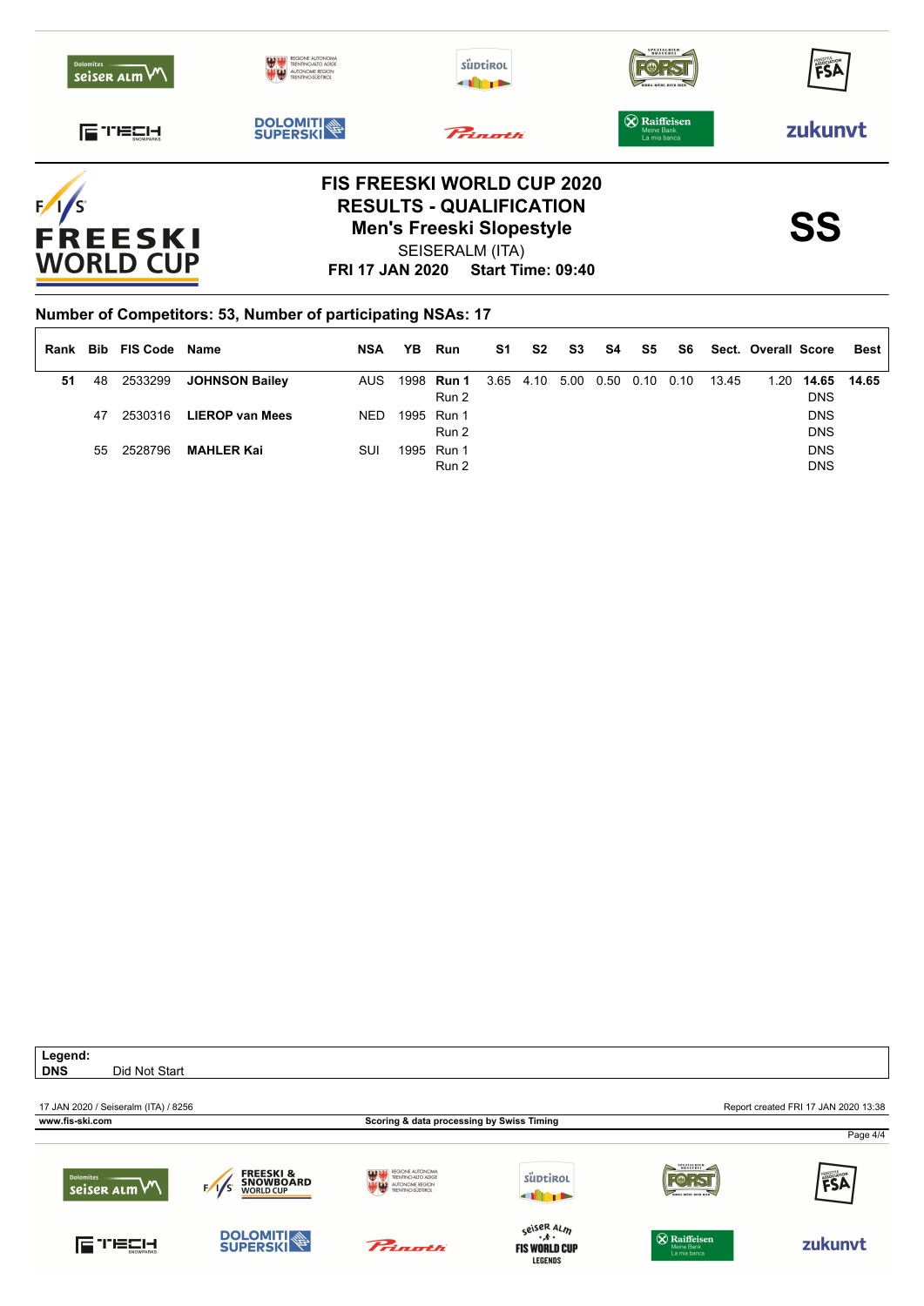# FIS FREESKI WORLD CUP 2020
## RESULTS - QUALIFICATION
### Men's Freeski Slopestyle

SEISERALM (ITA)

**FRI 17 JAN 2020 Start Time: 09:40**

**SS**

**Number of Competitors: 53, Number of participating NSAs: 17**

| Rank | Bib | FIS Code | Name | NSA | YB | Run | S1 | S2 | S3 | S4 | S5 | S6 | Sect. | Overall | Score | Best |
|---|---|---|---|---|---|---|---|---|---|---|---|---|---|---|---|---|
| **51** | 48 | 2533299 | **JOHNSON Bailey** | AUS | 1998 | **Run 1** | 3.65 | 4.10 | 5.00 | 0.50 | 0.10 | 0.10 | 13.45 | 1.20 | **14.65** | **14.65** |
| | | | | | | Run 2 | | | | | | | | | DNS | |
| | 47 | 2530316 | **LIEROP van Mees** | NED | 1995 | Run 1 | | | | | | | | | DNS | |
| | | | | | | Run 2 | | | | | | | | | DNS | |
| | 55 | 2528796 | **MAHLER Kai** | SUI | 1995 | Run 1 | | | | | | | | | DNS | |
| | | | | | | Run 2 | | | | | | | | | DNS | |

**Legend:**
**DNS** Did Not Start

17 JAN 2020 / Seiseralm (ITA) / 8256

Report created FRI 17 JAN 2020 13:38

www.fis-ski.com

Scoring & data processing by Swiss Timing